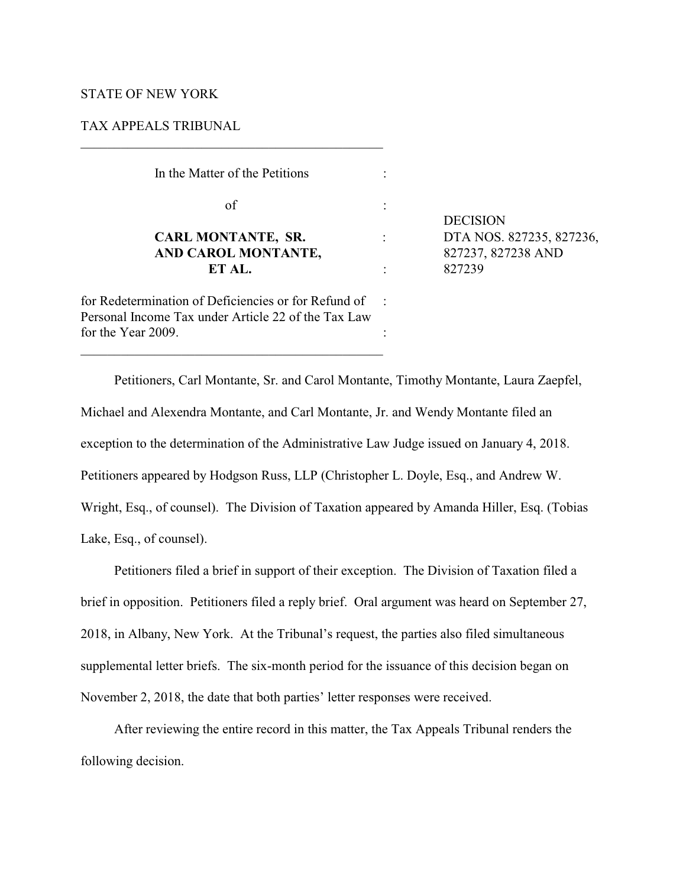STATE OF NEW YORK

TAX APPEALS TRIBUNAL

---

| | | |
|---|---|---|
| In the Matter of the Petitions | : | |
| of | : | |
| **CARL MONTANTE, SR. AND CAROL MONTANTE, ET AL.** | : | DECISION DTA NOS. 827235, 827236, 827237, 827238 AND 827239 |
| for Redetermination of Deficiencies or for Refund of Personal Income Tax under Article 22 of the Tax Law for the Year 2009. | : | |

---

Petitioners, Carl Montante, Sr. and Carol Montante, Timothy Montante, Laura Zaepfel, Michael and Alexendra Montante, and Carl Montante, Jr. and Wendy Montante filed an exception to the determination of the Administrative Law Judge issued on January 4, 2018. Petitioners appeared by Hodgson Russ, LLP (Christopher L. Doyle, Esq., and Andrew W. Wright, Esq., of counsel). The Division of Taxation appeared by Amanda Hiller, Esq. (Tobias Lake, Esq., of counsel).

Petitioners filed a brief in support of their exception. The Division of Taxation filed a brief in opposition. Petitioners filed a reply brief. Oral argument was heard on September 27, 2018, in Albany, New York. At the Tribunal's request, the parties also filed simultaneous supplemental letter briefs. The six-month period for the issuance of this decision began on November 2, 2018, the date that both parties' letter responses were received.

After reviewing the entire record in this matter, the Tax Appeals Tribunal renders the following decision.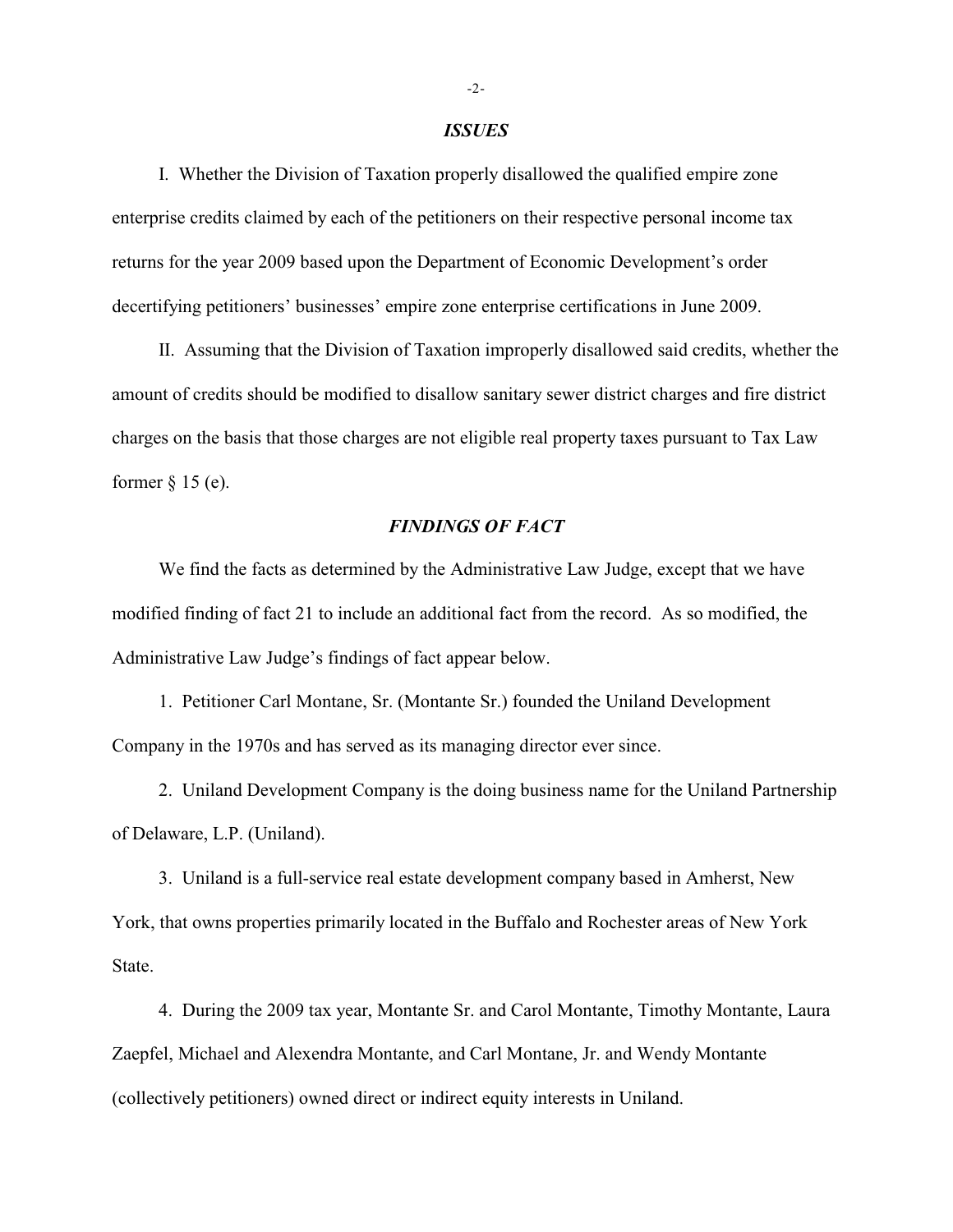## *ISSUES*

I. Whether the Division of Taxation properly disallowed the qualified empire zone enterprise credits claimed by each of the petitioners on their respective personal income tax returns for the year 2009 based upon the Department of Economic Development's order decertifying petitioners' businesses' empire zone enterprise certifications in June 2009.

II. Assuming that the Division of Taxation improperly disallowed said credits, whether the amount of credits should be modified to disallow sanitary sewer district charges and fire district charges on the basis that those charges are not eligible real property taxes pursuant to Tax Law former § 15 (e).

## *FINDINGS OF FACT*

We find the facts as determined by the Administrative Law Judge, except that we have modified finding of fact 21 to include an additional fact from the record. As so modified, the Administrative Law Judge's findings of fact appear below.

1. Petitioner Carl Montane, Sr. (Montante Sr.) founded the Uniland Development Company in the 1970s and has served as its managing director ever since.

2. Uniland Development Company is the doing business name for the Uniland Partnership of Delaware, L.P. (Uniland).

3. Uniland is a full-service real estate development company based in Amherst, New York, that owns properties primarily located in the Buffalo and Rochester areas of New York State.

4. During the 2009 tax year, Montante Sr. and Carol Montante, Timothy Montante, Laura Zaepfel, Michael and Alexendra Montante, and Carl Montane, Jr. and Wendy Montante (collectively petitioners) owned direct or indirect equity interests in Uniland.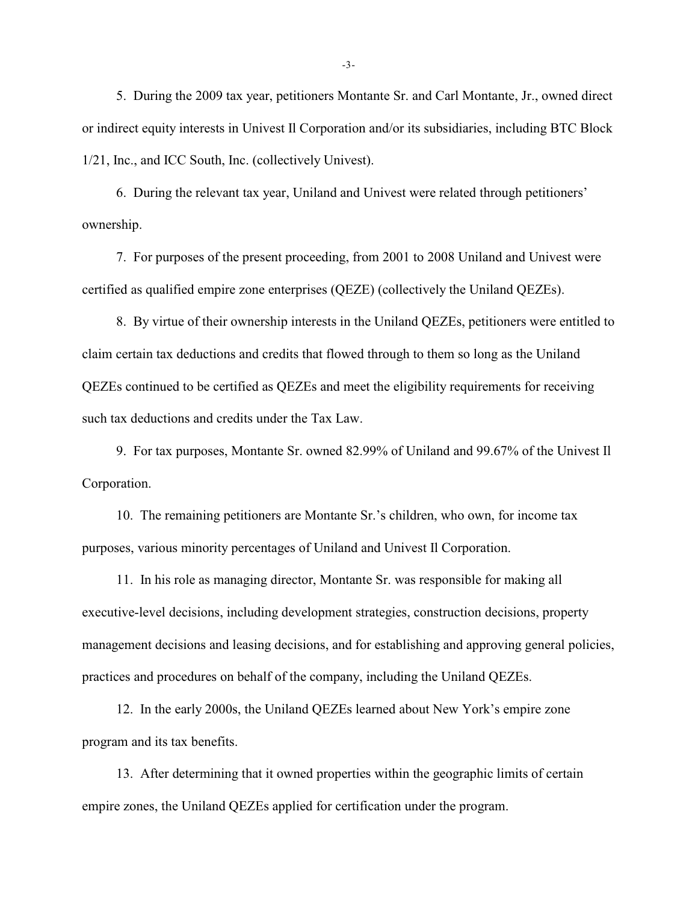5. During the 2009 tax year, petitioners Montante Sr. and Carl Montante, Jr., owned direct or indirect equity interests in Univest Il Corporation and/or its subsidiaries, including BTC Block 1/21, Inc., and ICC South, Inc. (collectively Univest).

6. During the relevant tax year, Uniland and Univest were related through petitioners' ownership.

7. For purposes of the present proceeding, from 2001 to 2008 Uniland and Univest were certified as qualified empire zone enterprises (QEZE) (collectively the Uniland QEZEs).

8. By virtue of their ownership interests in the Uniland QEZEs, petitioners were entitled to claim certain tax deductions and credits that flowed through to them so long as the Uniland QEZEs continued to be certified as QEZEs and meet the eligibility requirements for receiving such tax deductions and credits under the Tax Law.

9. For tax purposes, Montante Sr. owned 82.99% of Uniland and 99.67% of the Univest Il Corporation.

10. The remaining petitioners are Montante Sr.'s children, who own, for income tax purposes, various minority percentages of Uniland and Univest Il Corporation.

11. In his role as managing director, Montante Sr. was responsible for making all executive-level decisions, including development strategies, construction decisions, property management decisions and leasing decisions, and for establishing and approving general policies, practices and procedures on behalf of the company, including the Uniland QEZEs.

12. In the early 2000s, the Uniland QEZEs learned about New York's empire zone program and its tax benefits.

13. After determining that it owned properties within the geographic limits of certain empire zones, the Uniland QEZEs applied for certification under the program.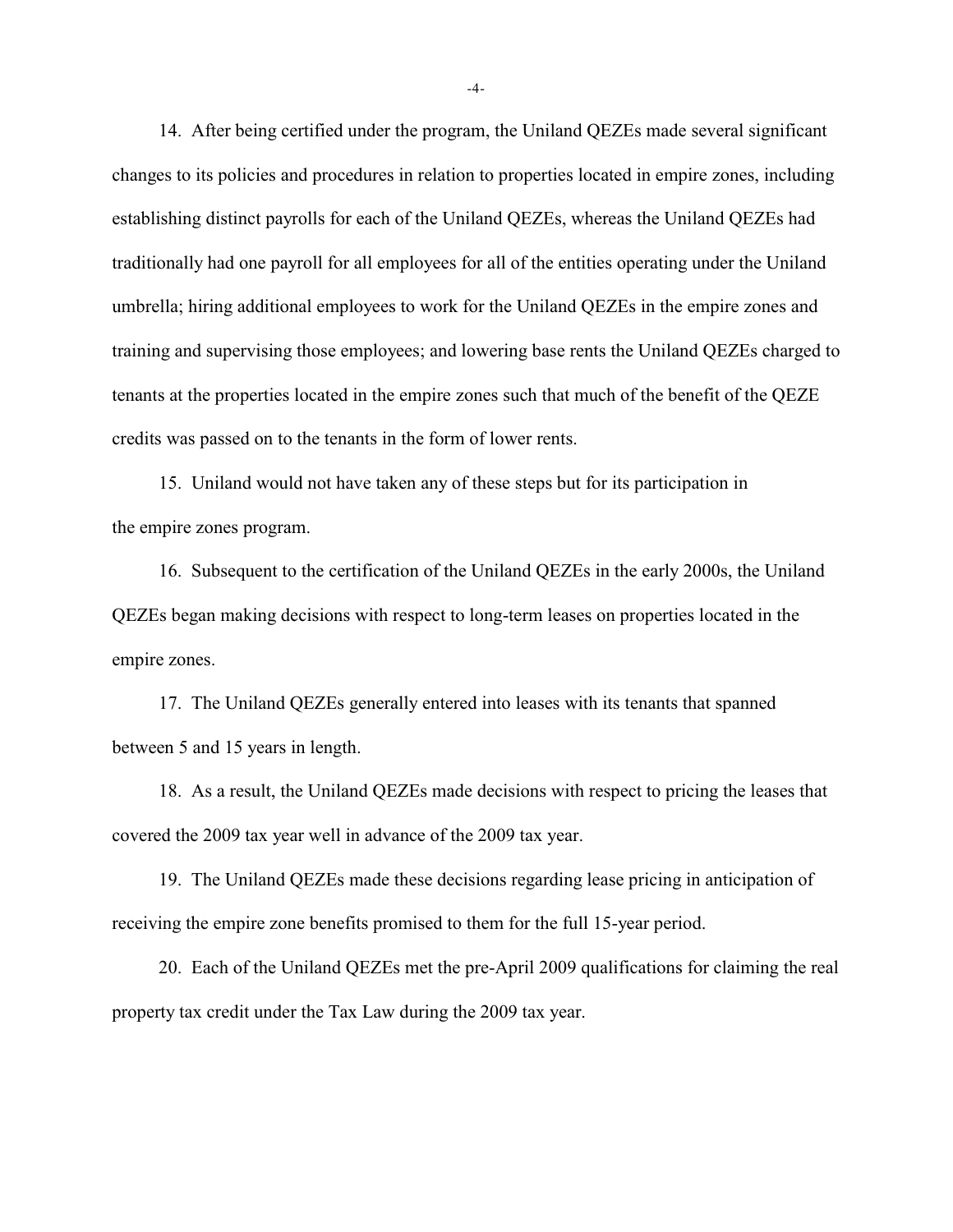14. After being certified under the program, the Uniland QEZEs made several significant changes to its policies and procedures in relation to properties located in empire zones, including establishing distinct payrolls for each of the Uniland QEZEs, whereas the Uniland QEZEs had traditionally had one payroll for all employees for all of the entities operating under the Uniland umbrella; hiring additional employees to work for the Uniland QEZEs in the empire zones and training and supervising those employees; and lowering base rents the Uniland QEZEs charged to tenants at the properties located in the empire zones such that much of the benefit of the QEZE credits was passed on to the tenants in the form of lower rents.

15. Uniland would not have taken any of these steps but for its participation in the empire zones program.

16. Subsequent to the certification of the Uniland QEZEs in the early 2000s, the Uniland QEZEs began making decisions with respect to long-term leases on properties located in the empire zones.

17. The Uniland QEZEs generally entered into leases with its tenants that spanned between 5 and 15 years in length.

18. As a result, the Uniland QEZEs made decisions with respect to pricing the leases that covered the 2009 tax year well in advance of the 2009 tax year.

19. The Uniland QEZEs made these decisions regarding lease pricing in anticipation of receiving the empire zone benefits promised to them for the full 15-year period.

20. Each of the Uniland QEZEs met the pre-April 2009 qualifications for claiming the real property tax credit under the Tax Law during the 2009 tax year.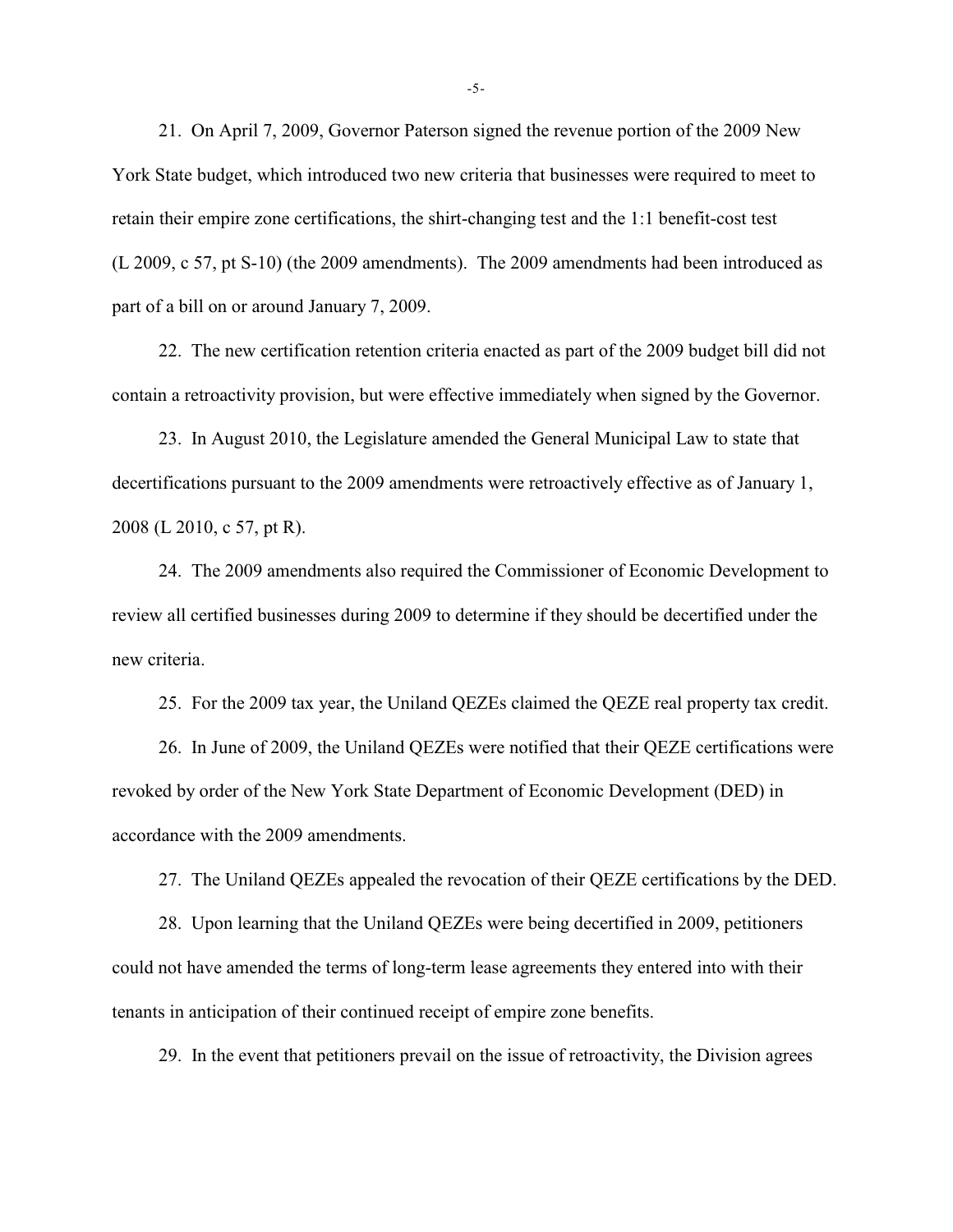21. On April 7, 2009, Governor Paterson signed the revenue portion of the 2009 New York State budget, which introduced two new criteria that businesses were required to meet to retain their empire zone certifications, the shirt-changing test and the 1:1 benefit-cost test (L 2009, c 57, pt S-10) (the 2009 amendments). The 2009 amendments had been introduced as part of a bill on or around January 7, 2009.

22. The new certification retention criteria enacted as part of the 2009 budget bill did not contain a retroactivity provision, but were effective immediately when signed by the Governor.

23. In August 2010, the Legislature amended the General Municipal Law to state that decertifications pursuant to the 2009 amendments were retroactively effective as of January 1, 2008 (L 2010, c 57, pt R).

24. The 2009 amendments also required the Commissioner of Economic Development to review all certified businesses during 2009 to determine if they should be decertified under the new criteria.

25. For the 2009 tax year, the Uniland QEZEs claimed the QEZE real property tax credit.

26. In June of 2009, the Uniland QEZEs were notified that their QEZE certifications were revoked by order of the New York State Department of Economic Development (DED) in accordance with the 2009 amendments.

27. The Uniland QEZEs appealed the revocation of their QEZE certifications by the DED.

28. Upon learning that the Uniland QEZEs were being decertified in 2009, petitioners could not have amended the terms of long-term lease agreements they entered into with their tenants in anticipation of their continued receipt of empire zone benefits.

29. In the event that petitioners prevail on the issue of retroactivity, the Division agrees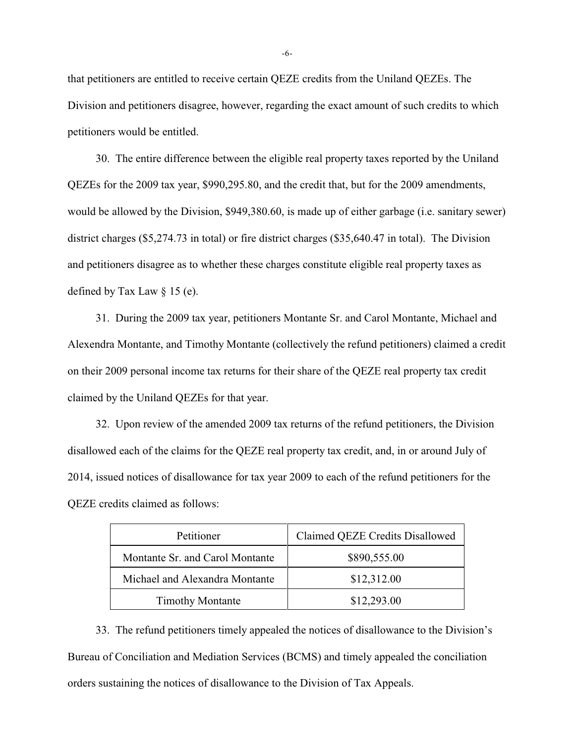that petitioners are entitled to receive certain QEZE credits from the Uniland QEZEs. The Division and petitioners disagree, however, regarding the exact amount of such credits to which petitioners would be entitled.

30. The entire difference between the eligible real property taxes reported by the Uniland QEZEs for the 2009 tax year, $990,295.80, and the credit that, but for the 2009 amendments, would be allowed by the Division, $949,380.60, is made up of either garbage (i.e. sanitary sewer) district charges ($5,274.73 in total) or fire district charges ($35,640.47 in total). The Division and petitioners disagree as to whether these charges constitute eligible real property taxes as defined by Tax Law § 15 (e).

31. During the 2009 tax year, petitioners Montante Sr. and Carol Montante, Michael and Alexendra Montante, and Timothy Montante (collectively the refund petitioners) claimed a credit on their 2009 personal income tax returns for their share of the QEZE real property tax credit claimed by the Uniland QEZEs for that year.

32. Upon review of the amended 2009 tax returns of the refund petitioners, the Division disallowed each of the claims for the QEZE real property tax credit, and, in or around July of 2014, issued notices of disallowance for tax year 2009 to each of the refund petitioners for the QEZE credits claimed as follows:

| Petitioner | Claimed QEZE Credits Disallowed |
|---|---|
| Montante Sr. and Carol Montante | $890,555.00 |
| Michael and Alexandra Montante | $12,312.00 |
| Timothy Montante | $12,293.00 |

33. The refund petitioners timely appealed the notices of disallowance to the Division's Bureau of Conciliation and Mediation Services (BCMS) and timely appealed the conciliation orders sustaining the notices of disallowance to the Division of Tax Appeals.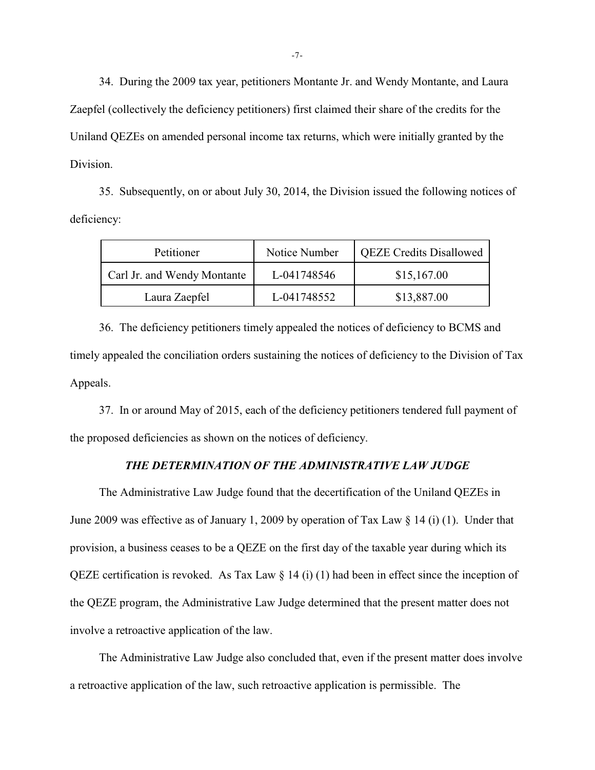34. During the 2009 tax year, petitioners Montante Jr. and Wendy Montante, and Laura Zaepfel (collectively the deficiency petitioners) first claimed their share of the credits for the Uniland QEZEs on amended personal income tax returns, which were initially granted by the Division.

35. Subsequently, on or about July 30, 2014, the Division issued the following notices of deficiency:

| Petitioner | Notice Number | QEZE Credits Disallowed |
|---|---|---|
| Carl Jr. and Wendy Montante | L-041748546 | $15,167.00 |
| Laura Zaepfel | L-041748552 | $13,887.00 |

36. The deficiency petitioners timely appealed the notices of deficiency to BCMS and timely appealed the conciliation orders sustaining the notices of deficiency to the Division of Tax Appeals.

37. In or around May of 2015, each of the deficiency petitioners tendered full payment of the proposed deficiencies as shown on the notices of deficiency.

### ***THE DETERMINATION OF THE ADMINISTRATIVE LAW JUDGE***

The Administrative Law Judge found that the decertification of the Uniland QEZEs in June 2009 was effective as of January 1, 2009 by operation of Tax Law § 14 (i) (1). Under that provision, a business ceases to be a QEZE on the first day of the taxable year during which its QEZE certification is revoked. As Tax Law § 14 (i) (1) had been in effect since the inception of the QEZE program, the Administrative Law Judge determined that the present matter does not involve a retroactive application of the law.

The Administrative Law Judge also concluded that, even if the present matter does involve a retroactive application of the law, such retroactive application is permissible. The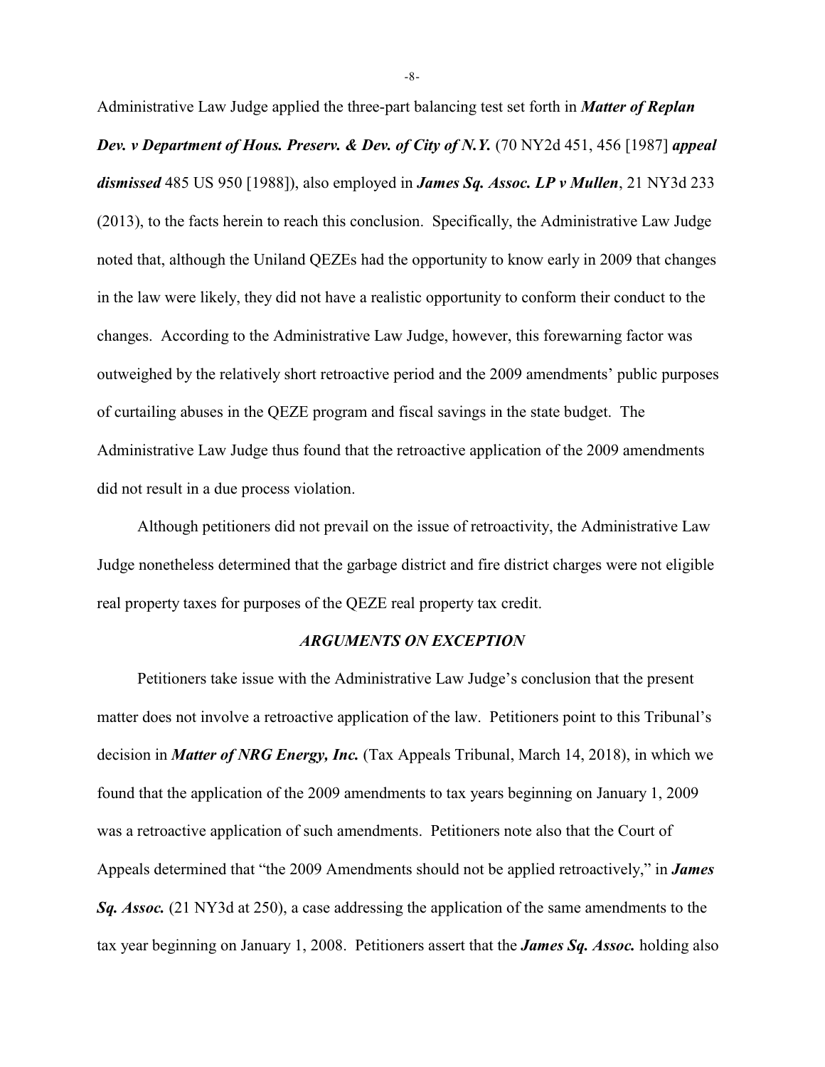Administrative Law Judge applied the three-part balancing test set forth in ***Matter of Replan Dev. v Department of Hous. Preserv. & Dev. of City of N.Y.*** (70 NY2d 451, 456 [1987] ***appeal dismissed*** 485 US 950 [1988]), also employed in ***James Sq. Assoc. LP v Mullen***, 21 NY3d 233 (2013), to the facts herein to reach this conclusion. Specifically, the Administrative Law Judge noted that, although the Uniland QEZEs had the opportunity to know early in 2009 that changes in the law were likely, they did not have a realistic opportunity to conform their conduct to the changes. According to the Administrative Law Judge, however, this forewarning factor was outweighed by the relatively short retroactive period and the 2009 amendments' public purposes of curtailing abuses in the QEZE program and fiscal savings in the state budget. The Administrative Law Judge thus found that the retroactive application of the 2009 amendments did not result in a due process violation.

Although petitioners did not prevail on the issue of retroactivity, the Administrative Law Judge nonetheless determined that the garbage district and fire district charges were not eligible real property taxes for purposes of the QEZE real property tax credit.

### *ARGUMENTS ON EXCEPTION*

Petitioners take issue with the Administrative Law Judge's conclusion that the present matter does not involve a retroactive application of the law. Petitioners point to this Tribunal's decision in ***Matter of NRG Energy, Inc.*** (Tax Appeals Tribunal, March 14, 2018), in which we found that the application of the 2009 amendments to tax years beginning on January 1, 2009 was a retroactive application of such amendments. Petitioners note also that the Court of Appeals determined that "the 2009 Amendments should not be applied retroactively," in ***James Sq. Assoc.*** (21 NY3d at 250), a case addressing the application of the same amendments to the tax year beginning on January 1, 2008. Petitioners assert that the ***James Sq. Assoc.*** holding also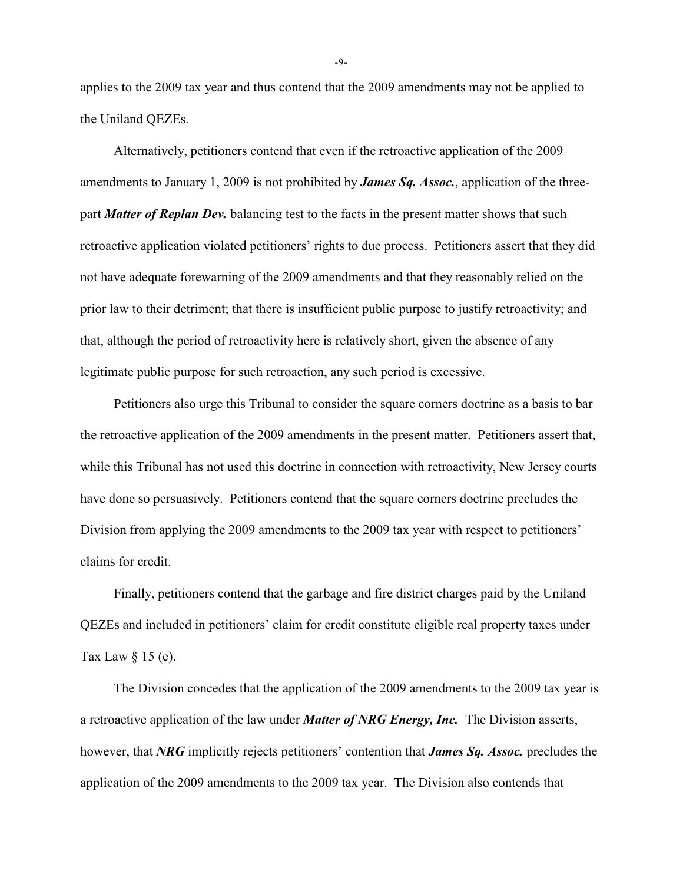applies to the 2009 tax year and thus contend that the 2009 amendments may not be applied to the Uniland QEZEs.

Alternatively, petitioners contend that even if the retroactive application of the 2009 amendments to January 1, 2009 is not prohibited by ***James Sq. Assoc.***, application of the three-part ***Matter of Replan Dev.*** balancing test to the facts in the present matter shows that such retroactive application violated petitioners' rights to due process. Petitioners assert that they did not have adequate forewarning of the 2009 amendments and that they reasonably relied on the prior law to their detriment; that there is insufficient public purpose to justify retroactivity; and that, although the period of retroactivity here is relatively short, given the absence of any legitimate public purpose for such retroaction, any such period is excessive.

Petitioners also urge this Tribunal to consider the square corners doctrine as a basis to bar the retroactive application of the 2009 amendments in the present matter. Petitioners assert that, while this Tribunal has not used this doctrine in connection with retroactivity, New Jersey courts have done so persuasively. Petitioners contend that the square corners doctrine precludes the Division from applying the 2009 amendments to the 2009 tax year with respect to petitioners' claims for credit.

Finally, petitioners contend that the garbage and fire district charges paid by the Uniland QEZEs and included in petitioners' claim for credit constitute eligible real property taxes under Tax Law § 15 (e).

The Division concedes that the application of the 2009 amendments to the 2009 tax year is a retroactive application of the law under ***Matter of NRG Energy, Inc.*** The Division asserts, however, that ***NRG*** implicitly rejects petitioners' contention that ***James Sq. Assoc.*** precludes the application of the 2009 amendments to the 2009 tax year. The Division also contends that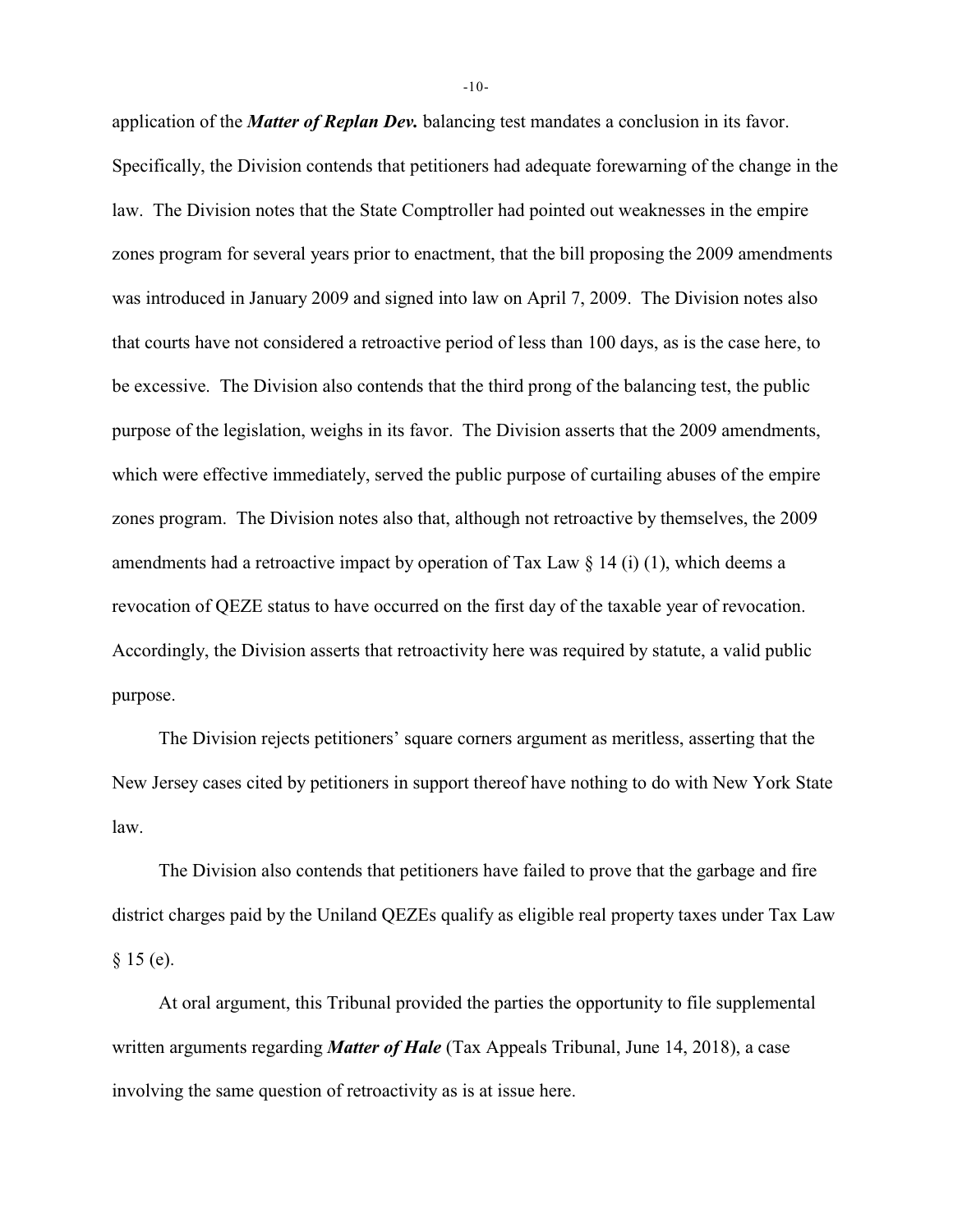application of the ***Matter of Replan Dev.*** balancing test mandates a conclusion in its favor. Specifically, the Division contends that petitioners had adequate forewarning of the change in the law. The Division notes that the State Comptroller had pointed out weaknesses in the empire zones program for several years prior to enactment, that the bill proposing the 2009 amendments was introduced in January 2009 and signed into law on April 7, 2009. The Division notes also that courts have not considered a retroactive period of less than 100 days, as is the case here, to be excessive. The Division also contends that the third prong of the balancing test, the public purpose of the legislation, weighs in its favor. The Division asserts that the 2009 amendments, which were effective immediately, served the public purpose of curtailing abuses of the empire zones program. The Division notes also that, although not retroactive by themselves, the 2009 amendments had a retroactive impact by operation of Tax Law § 14 (i) (1), which deems a revocation of QEZE status to have occurred on the first day of the taxable year of revocation. Accordingly, the Division asserts that retroactivity here was required by statute, a valid public purpose.

The Division rejects petitioners' square corners argument as meritless, asserting that the New Jersey cases cited by petitioners in support thereof have nothing to do with New York State law.

The Division also contends that petitioners have failed to prove that the garbage and fire district charges paid by the Uniland QEZEs qualify as eligible real property taxes under Tax Law § 15 (e).

At oral argument, this Tribunal provided the parties the opportunity to file supplemental written arguments regarding ***Matter of Hale*** (Tax Appeals Tribunal, June 14, 2018), a case involving the same question of retroactivity as is at issue here.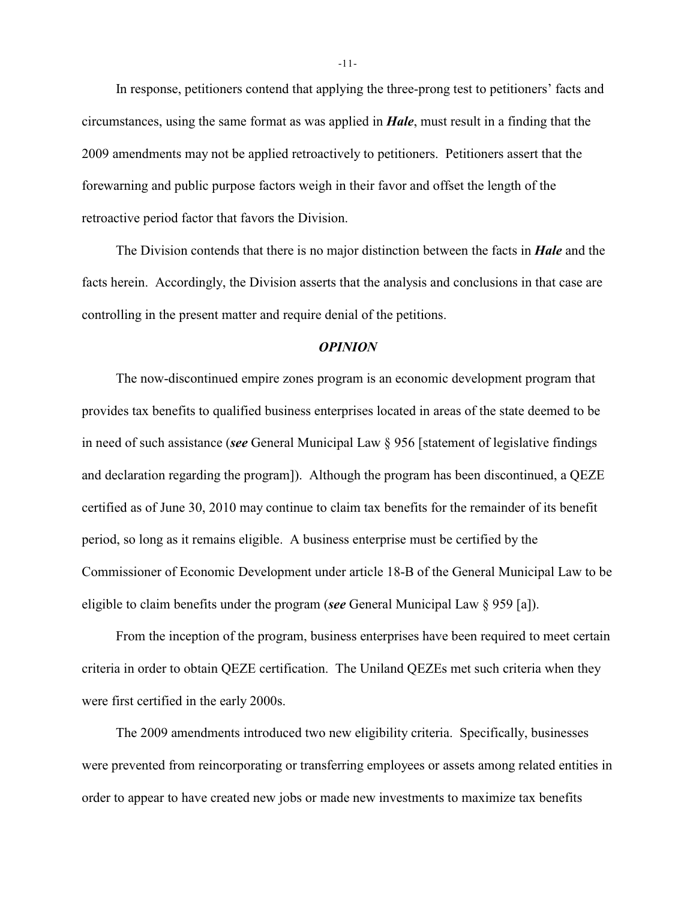In response, petitioners contend that applying the three-prong test to petitioners' facts and circumstances, using the same format as was applied in ***Hale***, must result in a finding that the 2009 amendments may not be applied retroactively to petitioners. Petitioners assert that the forewarning and public purpose factors weigh in their favor and offset the length of the retroactive period factor that favors the Division.

The Division contends that there is no major distinction between the facts in ***Hale*** and the facts herein. Accordingly, the Division asserts that the analysis and conclusions in that case are controlling in the present matter and require denial of the petitions.

### *OPINION*

The now-discontinued empire zones program is an economic development program that provides tax benefits to qualified business enterprises located in areas of the state deemed to be in need of such assistance (***see*** General Municipal Law § 956 [statement of legislative findings and declaration regarding the program]). Although the program has been discontinued, a QEZE certified as of June 30, 2010 may continue to claim tax benefits for the remainder of its benefit period, so long as it remains eligible. A business enterprise must be certified by the Commissioner of Economic Development under article 18-B of the General Municipal Law to be eligible to claim benefits under the program (***see*** General Municipal Law § 959 [a]).

From the inception of the program, business enterprises have been required to meet certain criteria in order to obtain QEZE certification. The Uniland QEZEs met such criteria when they were first certified in the early 2000s.

The 2009 amendments introduced two new eligibility criteria. Specifically, businesses were prevented from reincorporating or transferring employees or assets among related entities in order to appear to have created new jobs or made new investments to maximize tax benefits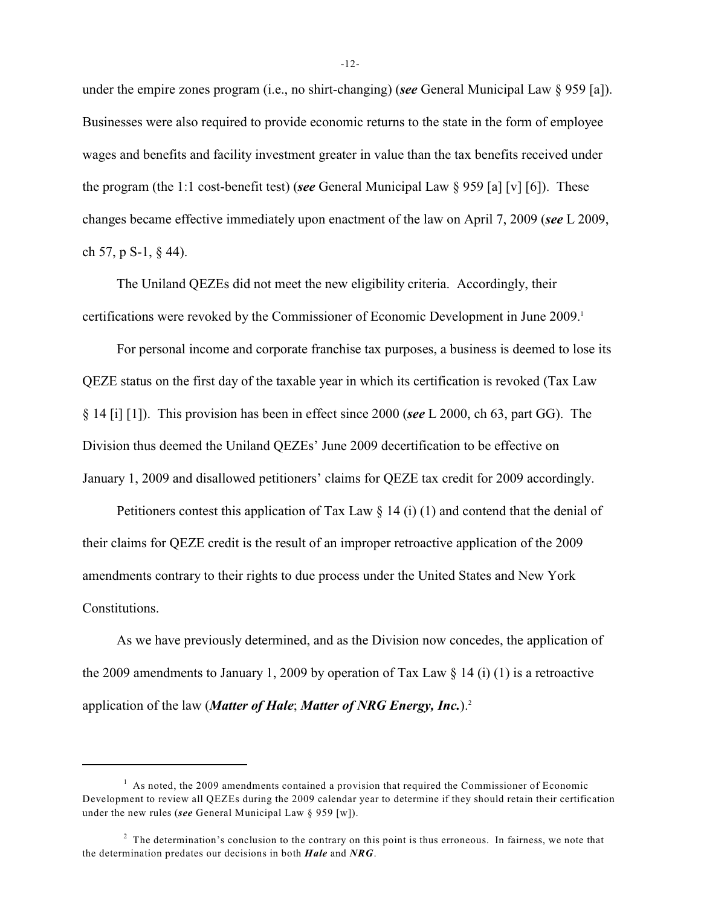under the empire zones program (i.e., no shirt-changing) (***see*** General Municipal Law § 959 [a]). Businesses were also required to provide economic returns to the state in the form of employee wages and benefits and facility investment greater in value than the tax benefits received under the program (the 1:1 cost-benefit test) (***see*** General Municipal Law § 959 [a] [v] [6]). These changes became effective immediately upon enactment of the law on April 7, 2009 (***see*** L 2009, ch 57, p S-1, § 44).

The Uniland QEZEs did not meet the new eligibility criteria. Accordingly, their certifications were revoked by the Commissioner of Economic Development in June 2009.[1]

For personal income and corporate franchise tax purposes, a business is deemed to lose its QEZE status on the first day of the taxable year in which its certification is revoked (Tax Law § 14 [i] [1]). This provision has been in effect since 2000 (***see*** L 2000, ch 63, part GG). The Division thus deemed the Uniland QEZEs' June 2009 decertification to be effective on January 1, 2009 and disallowed petitioners' claims for QEZE tax credit for 2009 accordingly.

Petitioners contest this application of Tax Law § 14 (i) (1) and contend that the denial of their claims for QEZE credit is the result of an improper retroactive application of the 2009 amendments contrary to their rights to due process under the United States and New York Constitutions.

As we have previously determined, and as the Division now concedes, the application of the 2009 amendments to January 1, 2009 by operation of Tax Law § 14 (i) (1) is a retroactive application of the law (***Matter of Hale***; ***Matter of NRG Energy, Inc.***).[2]

---

[1] As noted, the 2009 amendments contained a provision that required the Commissioner of Economic Development to review all QEZEs during the 2009 calendar year to determine if they should retain their certification under the new rules (***see*** General Municipal Law § 959 [w]).

[2] The determination's conclusion to the contrary on this point is thus erroneous. In fairness, we note that the determination predates our decisions in both ***Hale*** and ***NRG***.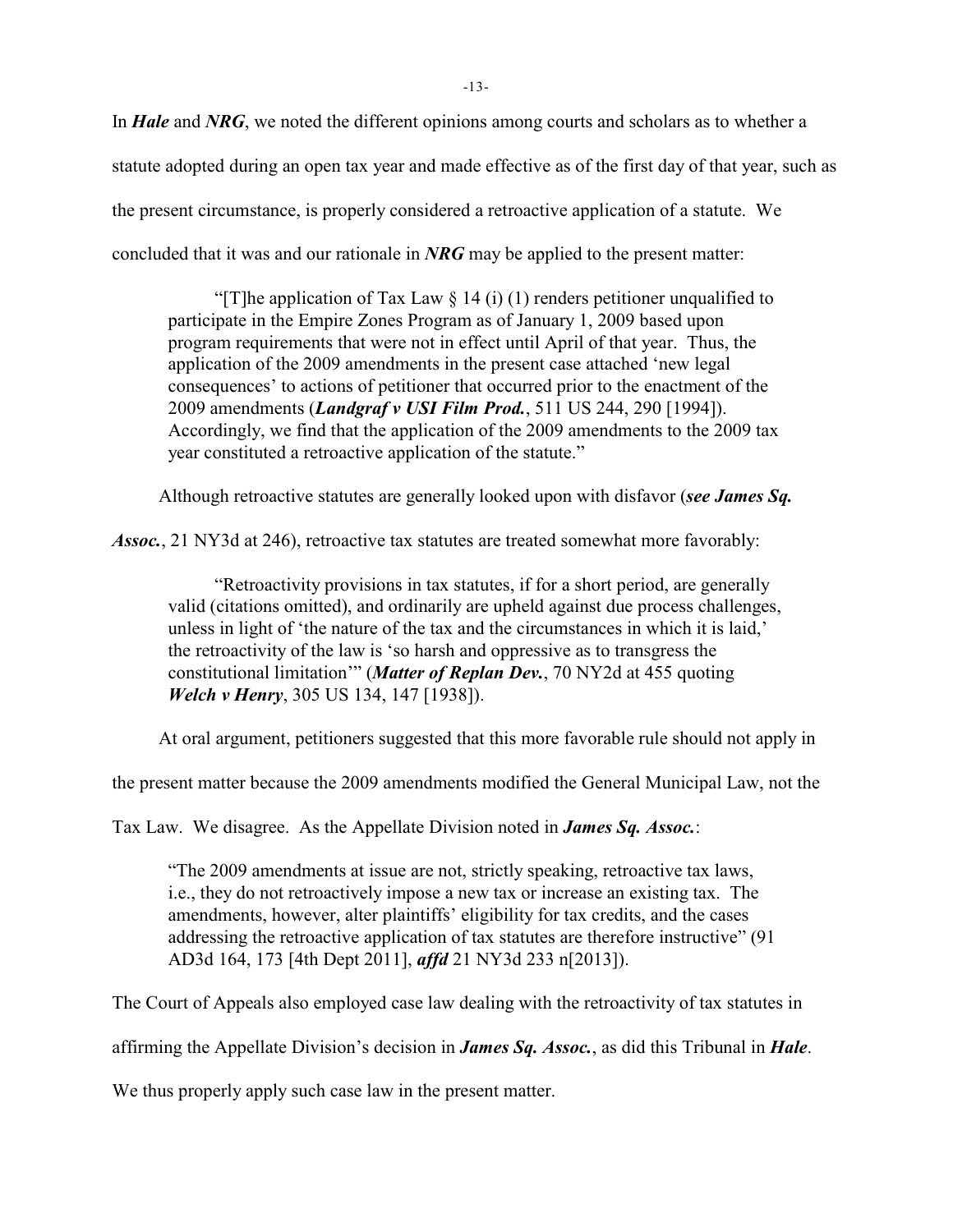In ***Hale*** and ***NRG***, we noted the different opinions among courts and scholars as to whether a statute adopted during an open tax year and made effective as of the first day of that year, such as the present circumstance, is properly considered a retroactive application of a statute. We concluded that it was and our rationale in ***NRG*** may be applied to the present matter:

> "[T]he application of Tax Law § 14 (i) (1) renders petitioner unqualified to participate in the Empire Zones Program as of January 1, 2009 based upon program requirements that were not in effect until April of that year. Thus, the application of the 2009 amendments in the present case attached 'new legal consequences' to actions of petitioner that occurred prior to the enactment of the 2009 amendments (***Landgraf v USI Film Prod.***, 511 US 244, 290 [1994]). Accordingly, we find that the application of the 2009 amendments to the 2009 tax year constituted a retroactive application of the statute."

Although retroactive statutes are generally looked upon with disfavor (***see James Sq. Assoc.***, 21 NY3d at 246), retroactive tax statutes are treated somewhat more favorably:

> "Retroactivity provisions in tax statutes, if for a short period, are generally valid (citations omitted), and ordinarily are upheld against due process challenges, unless in light of 'the nature of the tax and the circumstances in which it is laid,' the retroactivity of the law is 'so harsh and oppressive as to transgress the constitutional limitation'" (***Matter of Replan Dev.***, 70 NY2d at 455 quoting ***Welch v Henry***, 305 US 134, 147 [1938]).

At oral argument, petitioners suggested that this more favorable rule should not apply in the present matter because the 2009 amendments modified the General Municipal Law, not the Tax Law. We disagree. As the Appellate Division noted in ***James Sq. Assoc.***:

> "The 2009 amendments at issue are not, strictly speaking, retroactive tax laws, i.e., they do not retroactively impose a new tax or increase an existing tax. The amendments, however, alter plaintiffs' eligibility for tax credits, and the cases addressing the retroactive application of tax statutes are therefore instructive" (91 AD3d 164, 173 [4th Dept 2011], ***affd*** 21 NY3d 233 n[2013]).

The Court of Appeals also employed case law dealing with the retroactivity of tax statutes in affirming the Appellate Division's decision in ***James Sq. Assoc.***, as did this Tribunal in ***Hale***. We thus properly apply such case law in the present matter.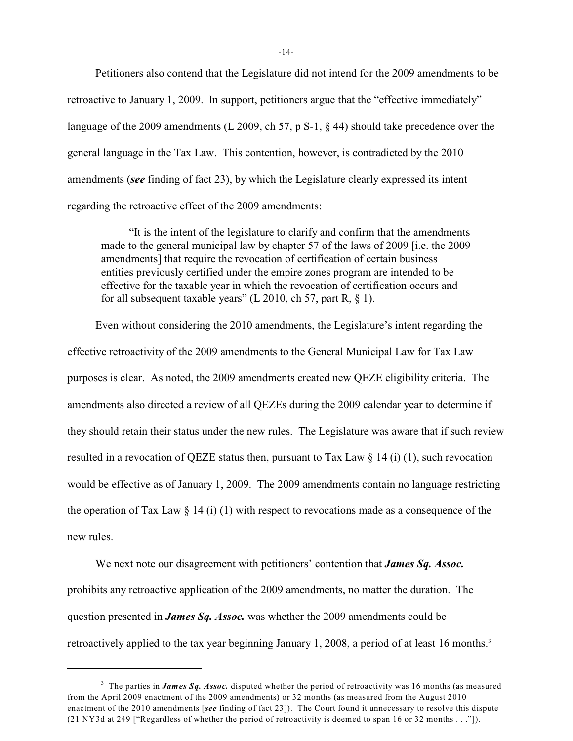Petitioners also contend that the Legislature did not intend for the 2009 amendments to be retroactive to January 1, 2009. In support, petitioners argue that the "effective immediately" language of the 2009 amendments (L 2009, ch 57, p S-1, § 44) should take precedence over the general language in the Tax Law. This contention, however, is contradicted by the 2010 amendments (***see*** finding of fact 23), by which the Legislature clearly expressed its intent regarding the retroactive effect of the 2009 amendments:

> "It is the intent of the legislature to clarify and confirm that the amendments made to the general municipal law by chapter 57 of the laws of 2009 [i.e. the 2009 amendments] that require the revocation of certification of certain business entities previously certified under the empire zones program are intended to be effective for the taxable year in which the revocation of certification occurs and for all subsequent taxable years" (L 2010, ch 57, part R, § 1).

Even without considering the 2010 amendments, the Legislature's intent regarding the effective retroactivity of the 2009 amendments to the General Municipal Law for Tax Law purposes is clear. As noted, the 2009 amendments created new QEZE eligibility criteria. The amendments also directed a review of all QEZEs during the 2009 calendar year to determine if they should retain their status under the new rules. The Legislature was aware that if such review resulted in a revocation of QEZE status then, pursuant to Tax Law § 14 (i) (1), such revocation would be effective as of January 1, 2009. The 2009 amendments contain no language restricting the operation of Tax Law § 14 (i) (1) with respect to revocations made as a consequence of the new rules.

We next note our disagreement with petitioners' contention that ***James Sq. Assoc.*** prohibits any retroactive application of the 2009 amendments, no matter the duration. The question presented in ***James Sq. Assoc.*** was whether the 2009 amendments could be retroactively applied to the tax year beginning January 1, 2008, a period of at least 16 months.[3]

---

[3] The parties in ***James Sq. Assoc.*** disputed whether the period of retroactivity was 16 months (as measured from the April 2009 enactment of the 2009 amendments) or 32 months (as measured from the August 2010 enactment of the 2010 amendments [***see*** finding of fact 23]). The Court found it unnecessary to resolve this dispute (21 NY3d at 249 ["Regardless of whether the period of retroactivity is deemed to span 16 or 32 months . . ."]).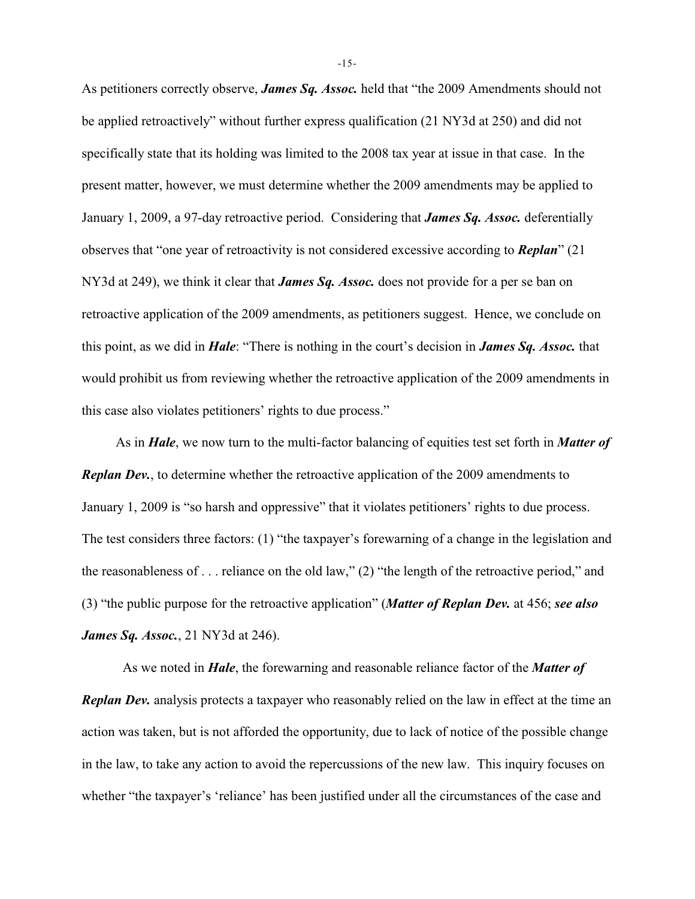As petitioners correctly observe, ***James Sq. Assoc.*** held that "the 2009 Amendments should not be applied retroactively" without further express qualification (21 NY3d at 250) and did not specifically state that its holding was limited to the 2008 tax year at issue in that case. In the present matter, however, we must determine whether the 2009 amendments may be applied to January 1, 2009, a 97-day retroactive period. Considering that ***James Sq. Assoc.*** deferentially observes that "one year of retroactivity is not considered excessive according to ***Replan***" (21 NY3d at 249), we think it clear that ***James Sq. Assoc.*** does not provide for a per se ban on retroactive application of the 2009 amendments, as petitioners suggest. Hence, we conclude on this point, as we did in ***Hale***: "There is nothing in the court's decision in ***James Sq. Assoc.*** that would prohibit us from reviewing whether the retroactive application of the 2009 amendments in this case also violates petitioners' rights to due process."

As in ***Hale***, we now turn to the multi-factor balancing of equities test set forth in ***Matter of Replan Dev.***, to determine whether the retroactive application of the 2009 amendments to January 1, 2009 is "so harsh and oppressive" that it violates petitioners' rights to due process. The test considers three factors: (1) "the taxpayer's forewarning of a change in the legislation and the reasonableness of . . . reliance on the old law," (2) "the length of the retroactive period," and (3) "the public purpose for the retroactive application" (***Matter of Replan Dev.*** at 456; ***see also James Sq. Assoc.***, 21 NY3d at 246).

As we noted in ***Hale***, the forewarning and reasonable reliance factor of the ***Matter of Replan Dev.*** analysis protects a taxpayer who reasonably relied on the law in effect at the time an action was taken, but is not afforded the opportunity, due to lack of notice of the possible change in the law, to take any action to avoid the repercussions of the new law. This inquiry focuses on whether "the taxpayer's 'reliance' has been justified under all the circumstances of the case and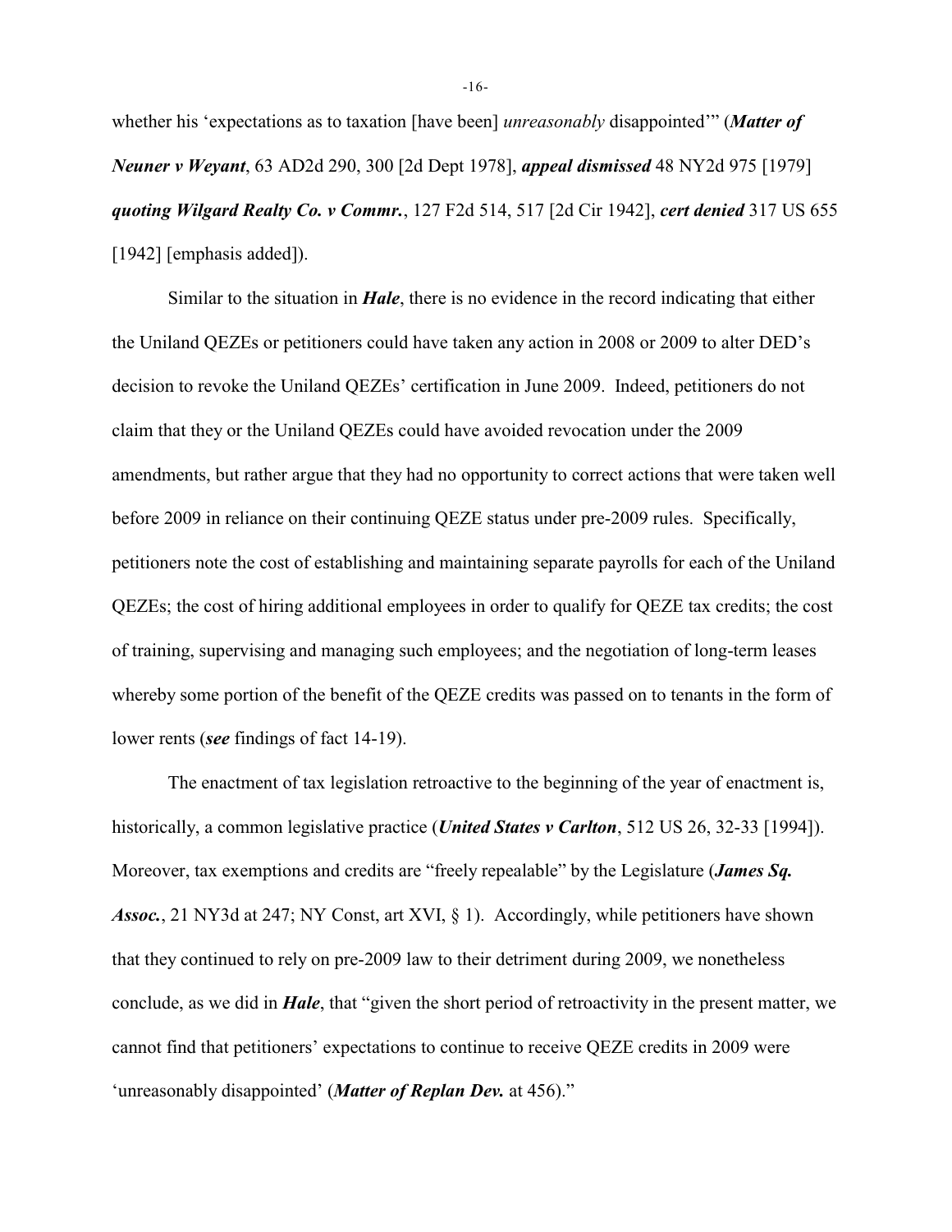whether his 'expectations as to taxation [have been] *unreasonably* disappointed'" (***Matter of Neuner v Weyant***, 63 AD2d 290, 300 [2d Dept 1978], ***appeal dismissed*** 48 NY2d 975 [1979] ***quoting Wilgard Realty Co. v Commr.***, 127 F2d 514, 517 [2d Cir 1942], ***cert denied*** 317 US 655 [1942] [emphasis added]).

Similar to the situation in ***Hale***, there is no evidence in the record indicating that either the Uniland QEZEs or petitioners could have taken any action in 2008 or 2009 to alter DED's decision to revoke the Uniland QEZEs' certification in June 2009. Indeed, petitioners do not claim that they or the Uniland QEZEs could have avoided revocation under the 2009 amendments, but rather argue that they had no opportunity to correct actions that were taken well before 2009 in reliance on their continuing QEZE status under pre-2009 rules. Specifically, petitioners note the cost of establishing and maintaining separate payrolls for each of the Uniland QEZEs; the cost of hiring additional employees in order to qualify for QEZE tax credits; the cost of training, supervising and managing such employees; and the negotiation of long-term leases whereby some portion of the benefit of the QEZE credits was passed on to tenants in the form of lower rents (***see*** findings of fact 14-19).

The enactment of tax legislation retroactive to the beginning of the year of enactment is, historically, a common legislative practice (***United States v Carlton***, 512 US 26, 32-33 [1994]). Moreover, tax exemptions and credits are "freely repealable" by the Legislature (***James Sq. Assoc.***, 21 NY3d at 247; NY Const, art XVI, § 1). Accordingly, while petitioners have shown that they continued to rely on pre-2009 law to their detriment during 2009, we nonetheless conclude, as we did in ***Hale***, that "given the short period of retroactivity in the present matter, we cannot find that petitioners' expectations to continue to receive QEZE credits in 2009 were 'unreasonably disappointed' (***Matter of Replan Dev.*** at 456)."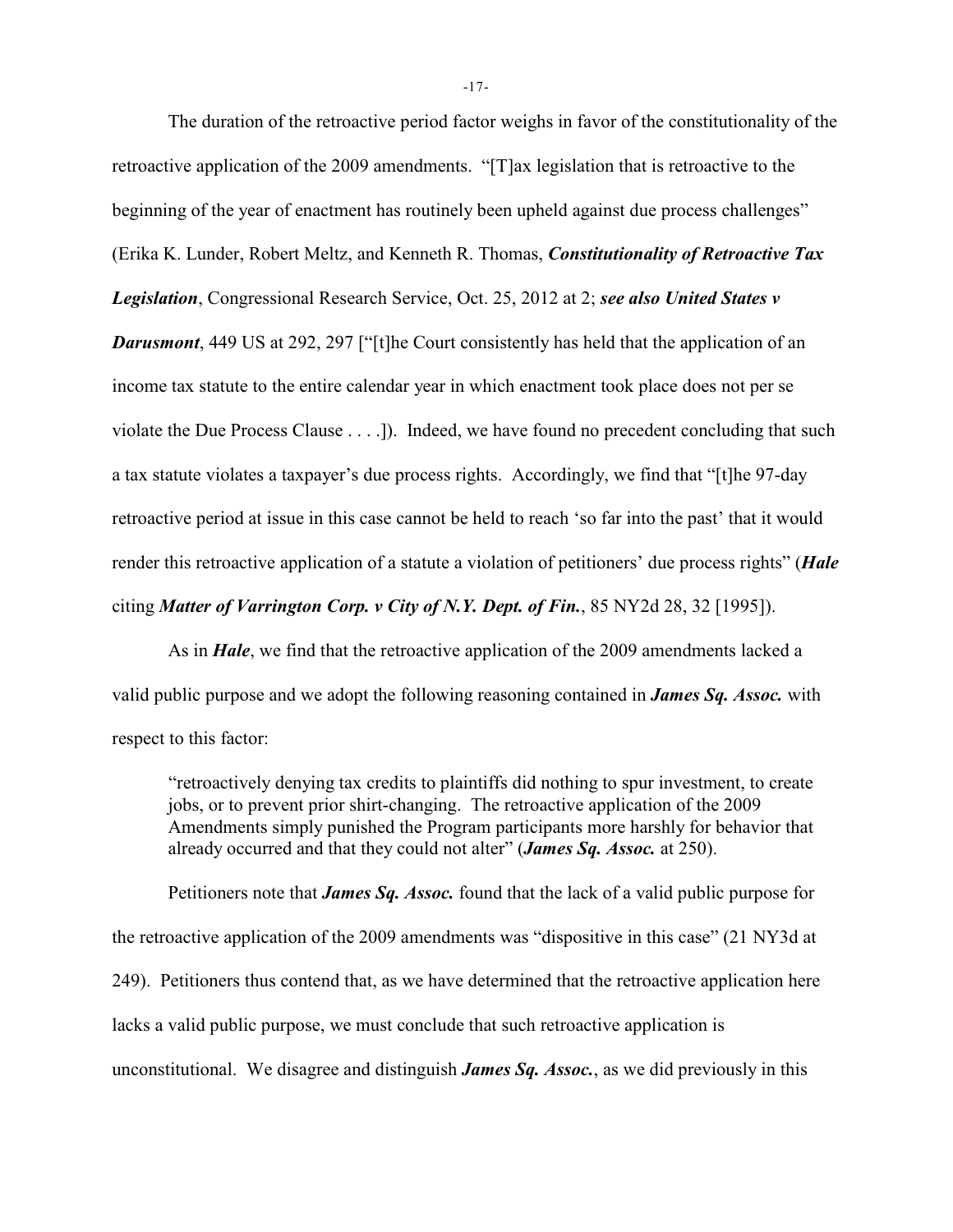The duration of the retroactive period factor weighs in favor of the constitutionality of the retroactive application of the 2009 amendments. "[T]ax legislation that is retroactive to the beginning of the year of enactment has routinely been upheld against due process challenges" (Erika K. Lunder, Robert Meltz, and Kenneth R. Thomas, ***Constitutionality of Retroactive Tax Legislation***, Congressional Research Service, Oct. 25, 2012 at 2; ***see also United States v Darusmont***, 449 US at 292, 297 ["[t]he Court consistently has held that the application of an income tax statute to the entire calendar year in which enactment took place does not per se violate the Due Process Clause . . . .]). Indeed, we have found no precedent concluding that such a tax statute violates a taxpayer's due process rights. Accordingly, we find that "[t]he 97-day retroactive period at issue in this case cannot be held to reach 'so far into the past' that it would render this retroactive application of a statute a violation of petitioners' due process rights" (***Hale*** citing ***Matter of Varrington Corp. v City of N.Y. Dept. of Fin.***, 85 NY2d 28, 32 [1995]).

As in ***Hale***, we find that the retroactive application of the 2009 amendments lacked a valid public purpose and we adopt the following reasoning contained in ***James Sq. Assoc.*** with respect to this factor:

> "retroactively denying tax credits to plaintiffs did nothing to spur investment, to create jobs, or to prevent prior shirt-changing. The retroactive application of the 2009 Amendments simply punished the Program participants more harshly for behavior that already occurred and that they could not alter" (***James Sq. Assoc.*** at 250).

Petitioners note that ***James Sq. Assoc.*** found that the lack of a valid public purpose for the retroactive application of the 2009 amendments was "dispositive in this case" (21 NY3d at 249). Petitioners thus contend that, as we have determined that the retroactive application here lacks a valid public purpose, we must conclude that such retroactive application is unconstitutional. We disagree and distinguish ***James Sq. Assoc.***, as we did previously in this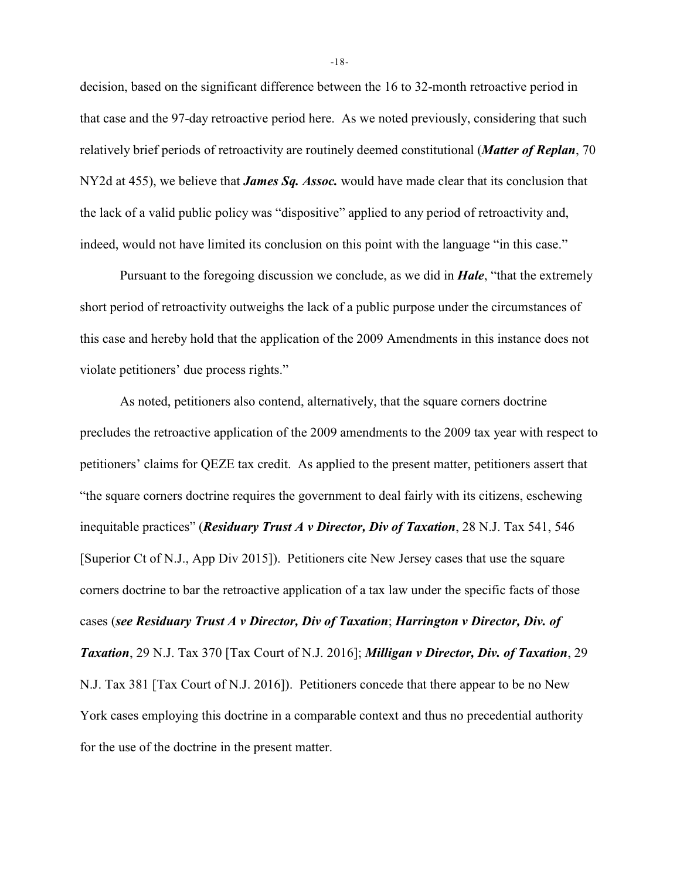decision, based on the significant difference between the 16 to 32-month retroactive period in that case and the 97-day retroactive period here. As we noted previously, considering that such relatively brief periods of retroactivity are routinely deemed constitutional (***Matter of Replan***, 70 NY2d at 455), we believe that ***James Sq. Assoc.*** would have made clear that its conclusion that the lack of a valid public policy was "dispositive" applied to any period of retroactivity and, indeed, would not have limited its conclusion on this point with the language "in this case."

Pursuant to the foregoing discussion we conclude, as we did in ***Hale***, "that the extremely short period of retroactivity outweighs the lack of a public purpose under the circumstances of this case and hereby hold that the application of the 2009 Amendments in this instance does not violate petitioners' due process rights."

As noted, petitioners also contend, alternatively, that the square corners doctrine precludes the retroactive application of the 2009 amendments to the 2009 tax year with respect to petitioners' claims for QEZE tax credit. As applied to the present matter, petitioners assert that "the square corners doctrine requires the government to deal fairly with its citizens, eschewing inequitable practices" (***Residuary Trust A v Director, Div of Taxation***, 28 N.J. Tax 541, 546 [Superior Ct of N.J., App Div 2015]). Petitioners cite New Jersey cases that use the square corners doctrine to bar the retroactive application of a tax law under the specific facts of those cases (***see Residuary Trust A v Director, Div of Taxation***; ***Harrington v Director, Div. of Taxation***, 29 N.J. Tax 370 [Tax Court of N.J. 2016]; ***Milligan v Director, Div. of Taxation***, 29 N.J. Tax 381 [Tax Court of N.J. 2016]). Petitioners concede that there appear to be no New York cases employing this doctrine in a comparable context and thus no precedential authority for the use of the doctrine in the present matter.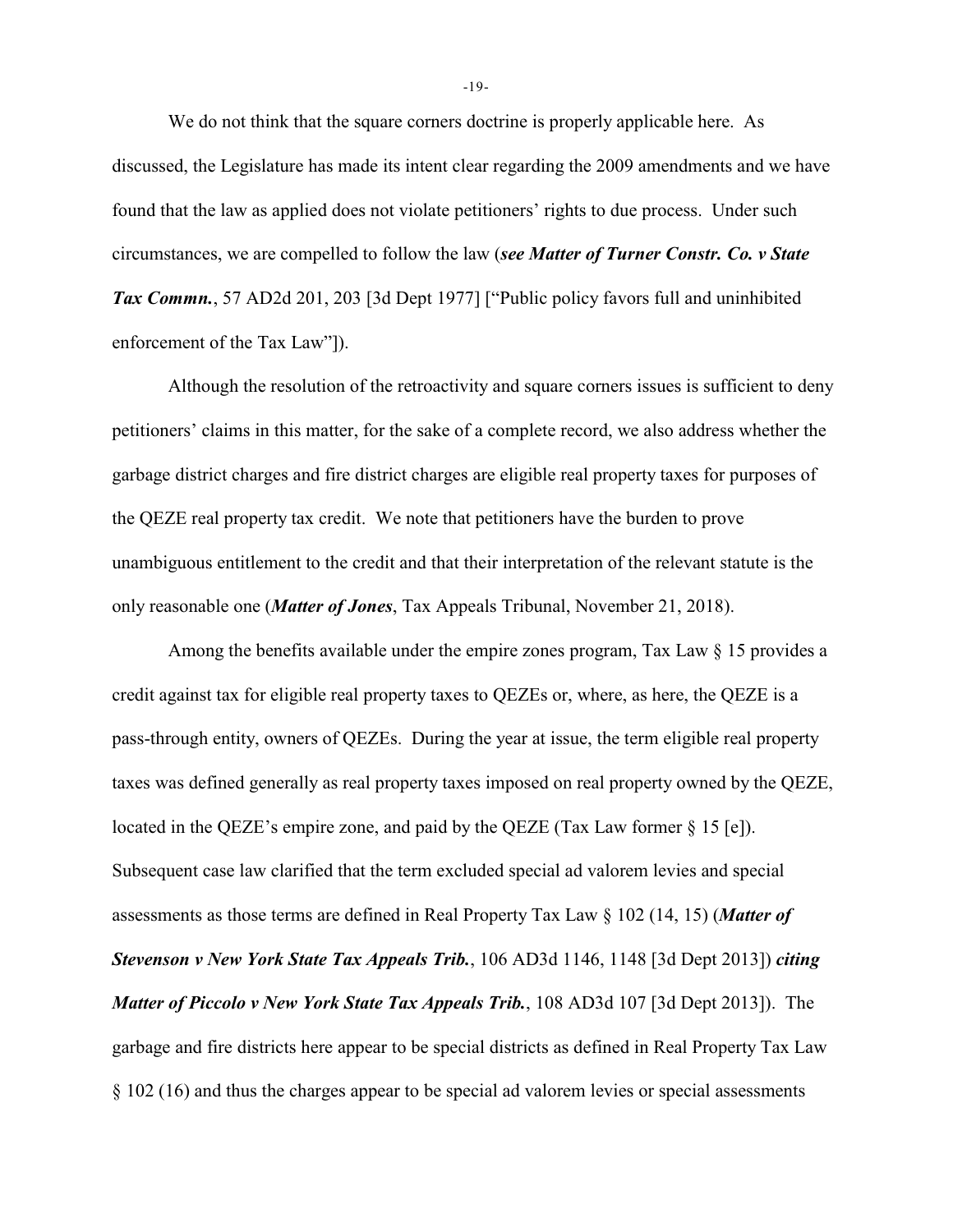We do not think that the square corners doctrine is properly applicable here. As discussed, the Legislature has made its intent clear regarding the 2009 amendments and we have found that the law as applied does not violate petitioners' rights to due process. Under such circumstances, we are compelled to follow the law (***see Matter of Turner Constr. Co. v State Tax Commn.***, 57 AD2d 201, 203 [3d Dept 1977] ["Public policy favors full and uninhibited enforcement of the Tax Law"]).

Although the resolution of the retroactivity and square corners issues is sufficient to deny petitioners' claims in this matter, for the sake of a complete record, we also address whether the garbage district charges and fire district charges are eligible real property taxes for purposes of the QEZE real property tax credit. We note that petitioners have the burden to prove unambiguous entitlement to the credit and that their interpretation of the relevant statute is the only reasonable one (***Matter of Jones***, Tax Appeals Tribunal, November 21, 2018).

Among the benefits available under the empire zones program, Tax Law § 15 provides a credit against tax for eligible real property taxes to QEZEs or, where, as here, the QEZE is a pass-through entity, owners of QEZEs. During the year at issue, the term eligible real property taxes was defined generally as real property taxes imposed on real property owned by the QEZE, located in the QEZE's empire zone, and paid by the QEZE (Tax Law former § 15 [e]). Subsequent case law clarified that the term excluded special ad valorem levies and special assessments as those terms are defined in Real Property Tax Law § 102 (14, 15) (***Matter of Stevenson v New York State Tax Appeals Trib.***, 106 AD3d 1146, 1148 [3d Dept 2013]) ***citing Matter of Piccolo v New York State Tax Appeals Trib.***, 108 AD3d 107 [3d Dept 2013]). The garbage and fire districts here appear to be special districts as defined in Real Property Tax Law § 102 (16) and thus the charges appear to be special ad valorem levies or special assessments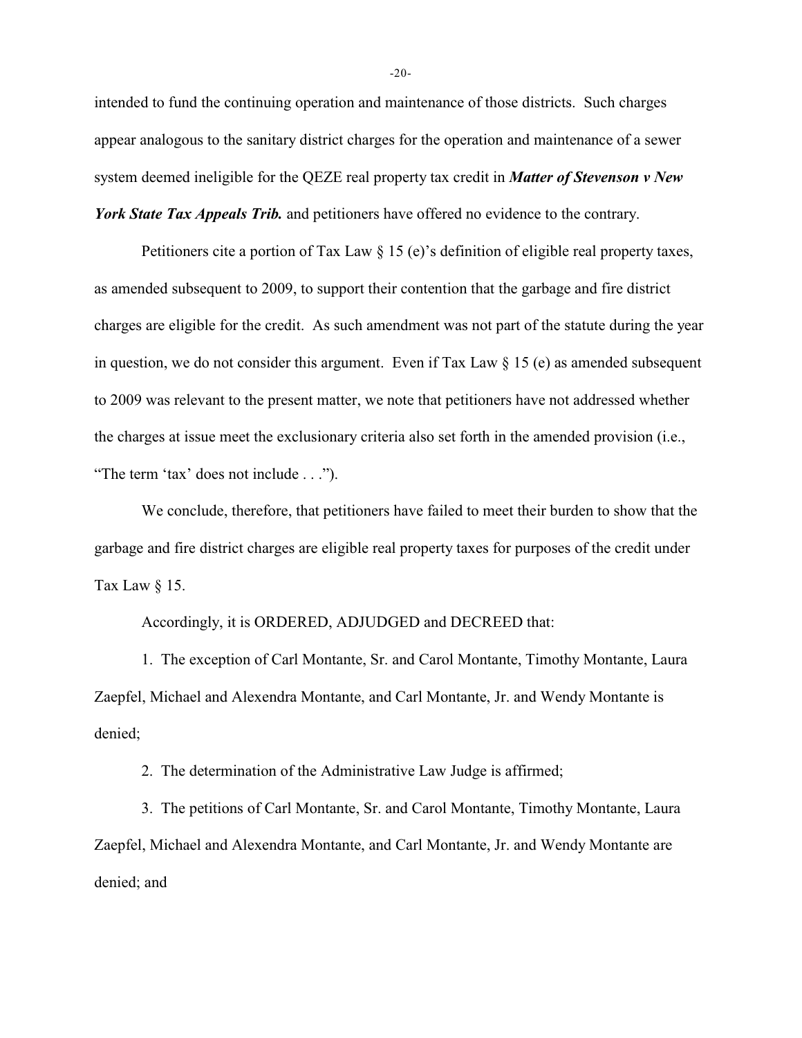intended to fund the continuing operation and maintenance of those districts. Such charges appear analogous to the sanitary district charges for the operation and maintenance of a sewer system deemed ineligible for the QEZE real property tax credit in ***Matter of Stevenson v New York State Tax Appeals Trib.*** and petitioners have offered no evidence to the contrary.

Petitioners cite a portion of Tax Law § 15 (e)'s definition of eligible real property taxes, as amended subsequent to 2009, to support their contention that the garbage and fire district charges are eligible for the credit. As such amendment was not part of the statute during the year in question, we do not consider this argument. Even if Tax Law § 15 (e) as amended subsequent to 2009 was relevant to the present matter, we note that petitioners have not addressed whether the charges at issue meet the exclusionary criteria also set forth in the amended provision (i.e., "The term 'tax' does not include . . .").

We conclude, therefore, that petitioners have failed to meet their burden to show that the garbage and fire district charges are eligible real property taxes for purposes of the credit under Tax Law § 15.

Accordingly, it is ORDERED, ADJUDGED and DECREED that:

1. The exception of Carl Montante, Sr. and Carol Montante, Timothy Montante, Laura Zaepfel, Michael and Alexendra Montante, and Carl Montante, Jr. and Wendy Montante is denied;

2. The determination of the Administrative Law Judge is affirmed;

3. The petitions of Carl Montante, Sr. and Carol Montante, Timothy Montante, Laura Zaepfel, Michael and Alexendra Montante, and Carl Montante, Jr. and Wendy Montante are denied; and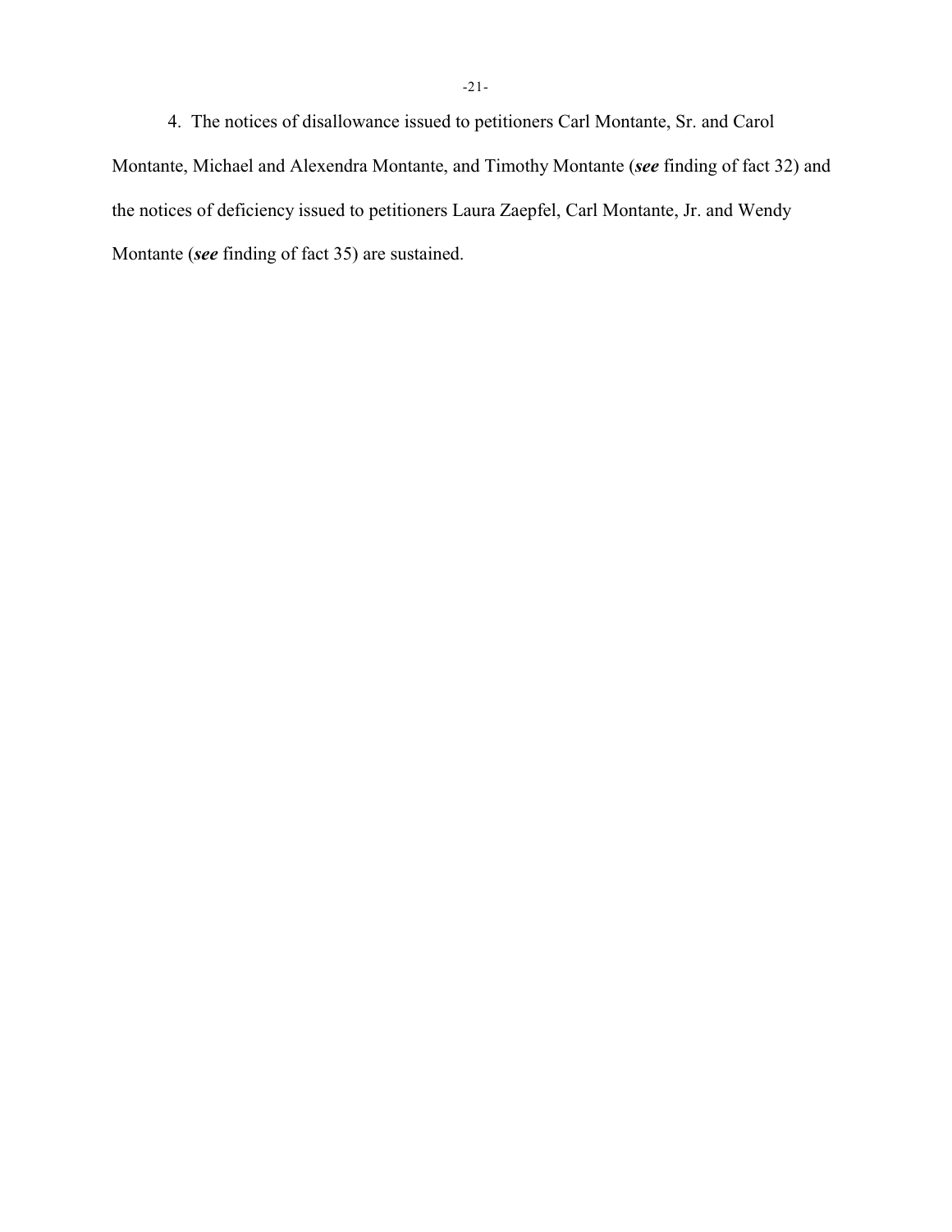4. The notices of disallowance issued to petitioners Carl Montante, Sr. and Carol Montante, Michael and Alexendra Montante, and Timothy Montante (***see*** finding of fact 32) and the notices of deficiency issued to petitioners Laura Zaepfel, Carl Montante, Jr. and Wendy Montante (***see*** finding of fact 35) are sustained.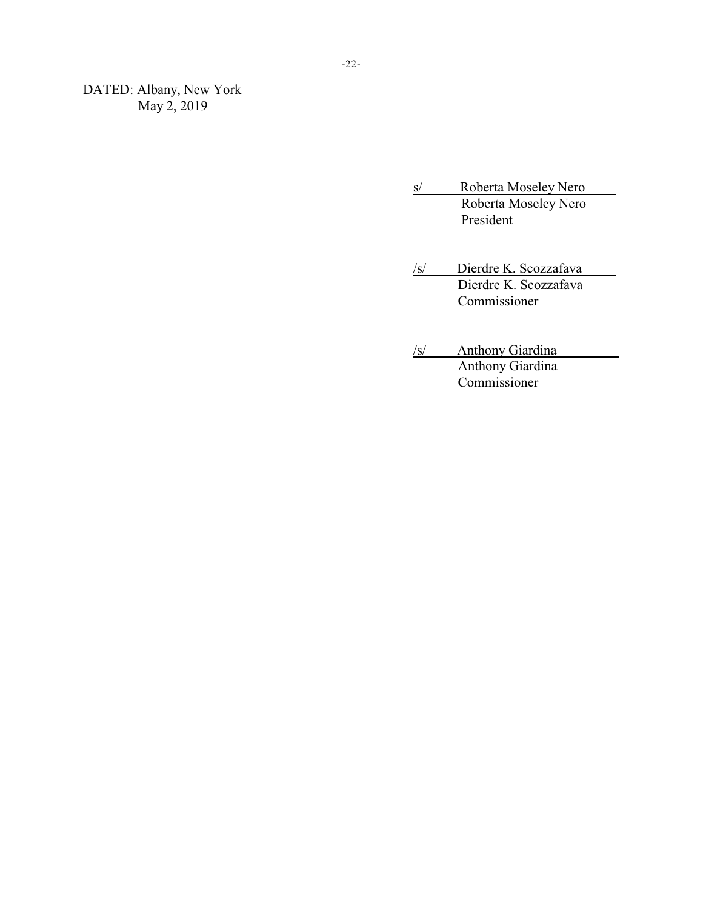DATED: Albany, New York
May 2, 2019

s/ Roberta Moseley Nero
Roberta Moseley Nero
President

/s/ Dierdre K. Scozzafava
Dierdre K. Scozzafava
Commissioner

/s/ Anthony Giardina
Anthony Giardina
Commissioner